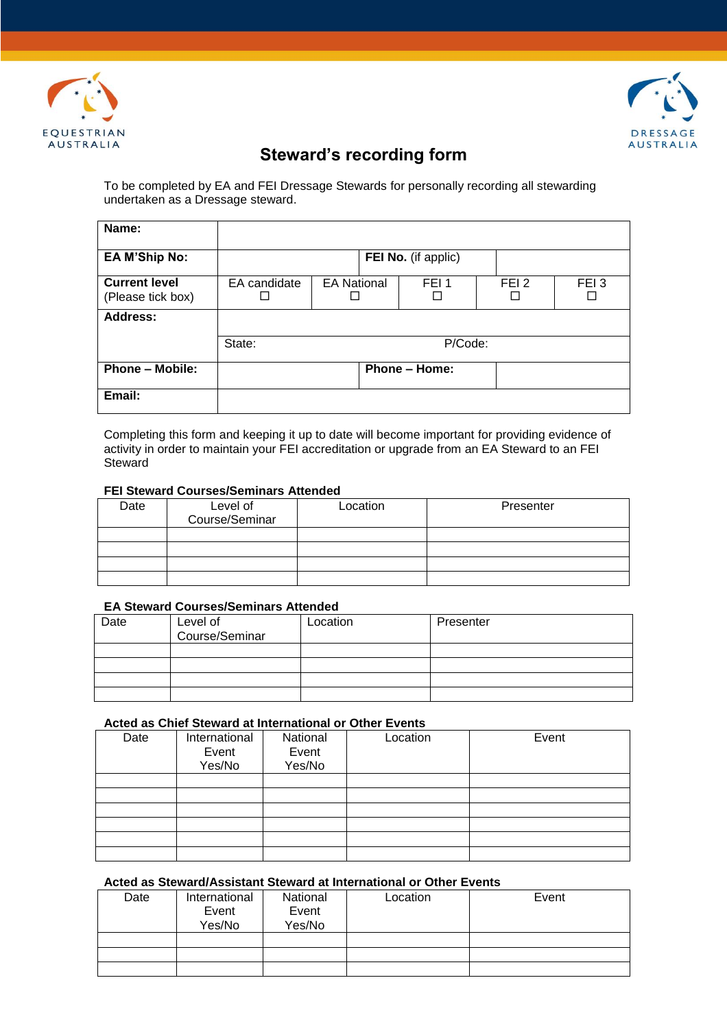EQUESTRIAN AUSTRALIA

DRESSAGE AUSTRALIA

# Steward's recording form

To be completed by EA and FEI Dressage Stewards for personally recording all stewarding undertaken as a Dressage steward.

| **Name:** | | | | | |
|---|---|---|---|---|---|
| **EA M'Ship No:** | | | **FEI No.** (if applic) | | |
| **Current level** (Please tick box) | EA candidate ☐ | EA National ☐ | FEI 1 ☐ | FEI 2 ☐ | FEI 3 ☐ |
| **Address:** | | | | | |
| | State: | | | P/Code: | |
| **Phone – Mobile:** | | | **Phone – Home:** | | |
| **Email:** | | | | | |

Completing this form and keeping it up to date will become important for providing evidence of activity in order to maintain your FEI accreditation or upgrade from an EA Steward to an FEI Steward

**FEI Steward Courses/Seminars Attended**

| Date | Level of Course/Seminar | Location | Presenter |
|---|---|---|---|
| | | | |
| | | | |
| | | | |
| | | | |

**EA Steward Courses/Seminars Attended**

| Date | Level of Course/Seminar | Location | Presenter |
|---|---|---|---|
| | | | |
| | | | |
| | | | |
| | | | |

**Acted as Chief Steward at International or Other Events**

| Date | International Event Yes/No | National Event Yes/No | Location | Event |
|---|---|---|---|---|
| | | | | |
| | | | | |
| | | | | |
| | | | | |
| | | | | |
| | | | | |

**Acted as Steward/Assistant Steward at International or Other Events**

| Date | International Event Yes/No | National Event Yes/No | Location | Event |
|---|---|---|---|---|
| | | | | |
| | | | | |
| | | | | |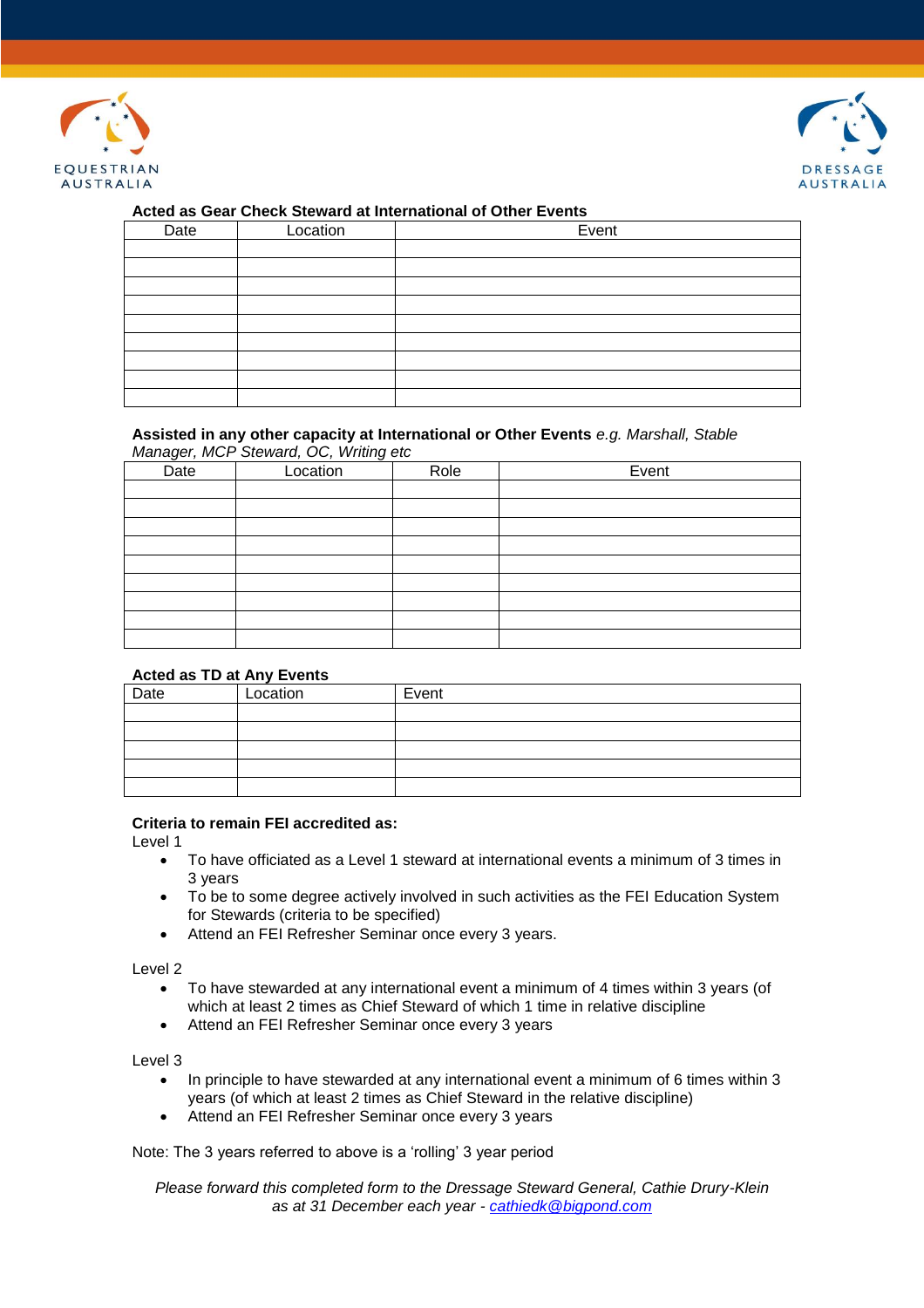**Acted as Gear Check Steward at International of Other Events**

| Date | Location | Event |
|---|---|---|
| | | |
| | | |
| | | |
| | | |
| | | |
| | | |
| | | |
| | | |
| | | |

**Assisted in any other capacity at International or Other Events** *e.g. Marshall, Stable Manager, MCP Steward, OC, Writing etc*

| Date | Location | Role | Event |
|---|---|---|---|
| | | | |
| | | | |
| | | | |
| | | | |
| | | | |
| | | | |
| | | | |
| | | | |
| | | | |

**Acted as TD at Any Events**

| Date | Location | Event |
|---|---|---|
| | | |
| | | |
| | | |
| | | |
| | | |

**Criteria to remain FEI accredited as:**

Level 1

- To have officiated as a Level 1 steward at international events a minimum of 3 times in 3 years
- To be to some degree actively involved in such activities as the FEI Education System for Stewards (criteria to be specified)
- Attend an FEI Refresher Seminar once every 3 years.

Level 2

- To have stewarded at any international event a minimum of 4 times within 3 years (of which at least 2 times as Chief Steward of which 1 time in relative discipline
- Attend an FEI Refresher Seminar once every 3 years

Level 3

- In principle to have stewarded at any international event a minimum of 6 times within 3 years (of which at least 2 times as Chief Steward in the relative discipline)
- Attend an FEI Refresher Seminar once every 3 years

Note: The 3 years referred to above is a 'rolling' 3 year period

*Please forward this completed form to the Dressage Steward General, Cathie Drury-Klein as at 31 December each year - cathiedk@bigpond.com*